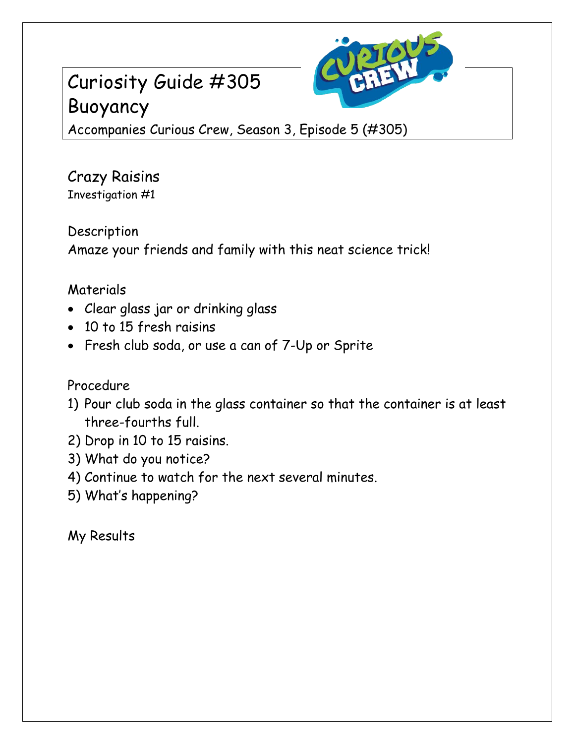# Curiosity Guide #305
# Buoyancy

Accompanies Curious Crew, Season 3, Episode 5 (#305)

## Crazy Raisins

Investigation #1

### Description

Amaze your friends and family with this neat science trick!

### Materials

- Clear glass jar or drinking glass
- 10 to 15 fresh raisins
- Fresh club soda, or use a can of 7-Up or Sprite

### Procedure

1) Pour club soda in the glass container so that the container is at least three-fourths full.
2) Drop in 10 to 15 raisins.
3) What do you notice?
4) Continue to watch for the next several minutes.
5) What's happening?

### My Results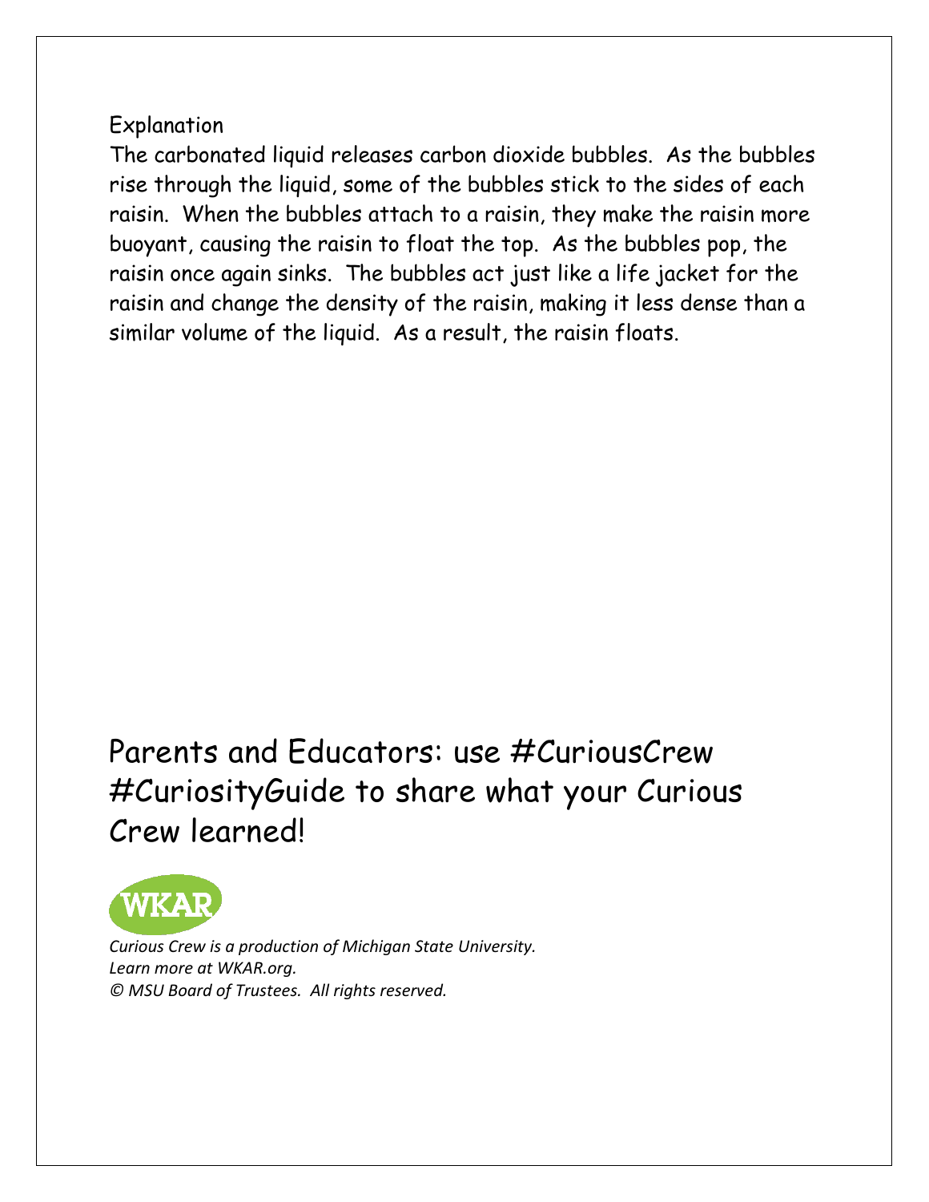## Explanation

The carbonated liquid releases carbon dioxide bubbles. As the bubbles rise through the liquid, some of the bubbles stick to the sides of each raisin. When the bubbles attach to a raisin, they make the raisin more buoyant, causing the raisin to float the top. As the bubbles pop, the raisin once again sinks. The bubbles act just like a life jacket for the raisin and change the density of the raisin, making it less dense than a similar volume of the liquid. As a result, the raisin floats.

## Parents and Educators: use #CuriousCrew #CuriosityGuide to share what your Curious Crew learned!

WKAR

*Curious Crew is a production of Michigan State University.*
*Learn more at WKAR.org.*
*© MSU Board of Trustees. All rights reserved.*